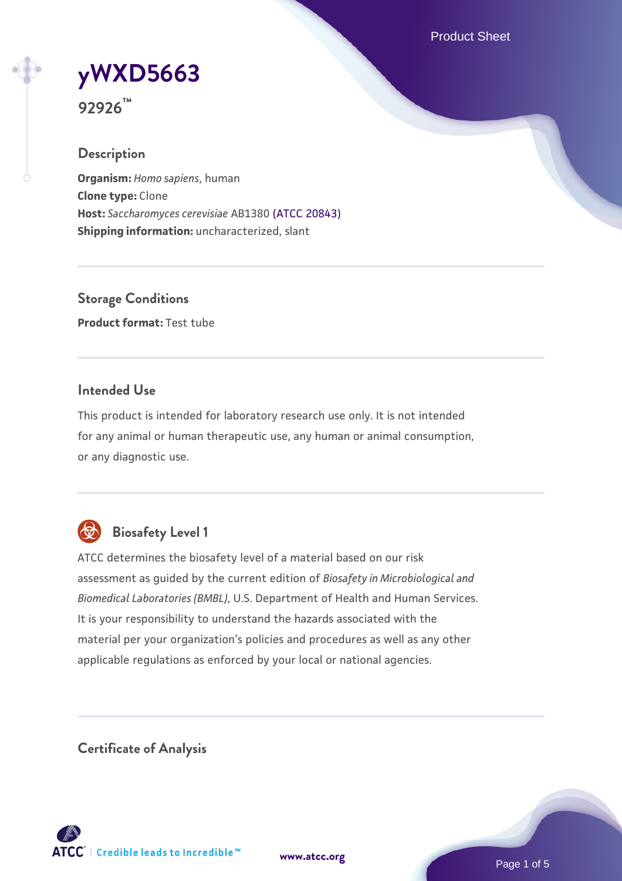# yWXD5663

**92926™**

## Description

**Organism:** *Homo sapiens*, human
**Clone type:** Clone
**Host:** *Saccharomyces cerevisiae* AB1380 (ATCC 20843)
**Shipping information:** uncharacterized, slant

## Storage Conditions

**Product format:** Test tube

## Intended Use

This product is intended for laboratory research use only. It is not intended for any animal or human therapeutic use, any human or animal consumption, or any diagnostic use.

## Biosafety Level 1

ATCC determines the biosafety level of a material based on our risk assessment as guided by the current edition of *Biosafety in Microbiological and Biomedical Laboratories (BMBL)*, U.S. Department of Health and Human Services. It is your responsibility to understand the hazards associated with the material per your organization's policies and procedures as well as any other applicable regulations as enforced by your local or national agencies.

## Certificate of Analysis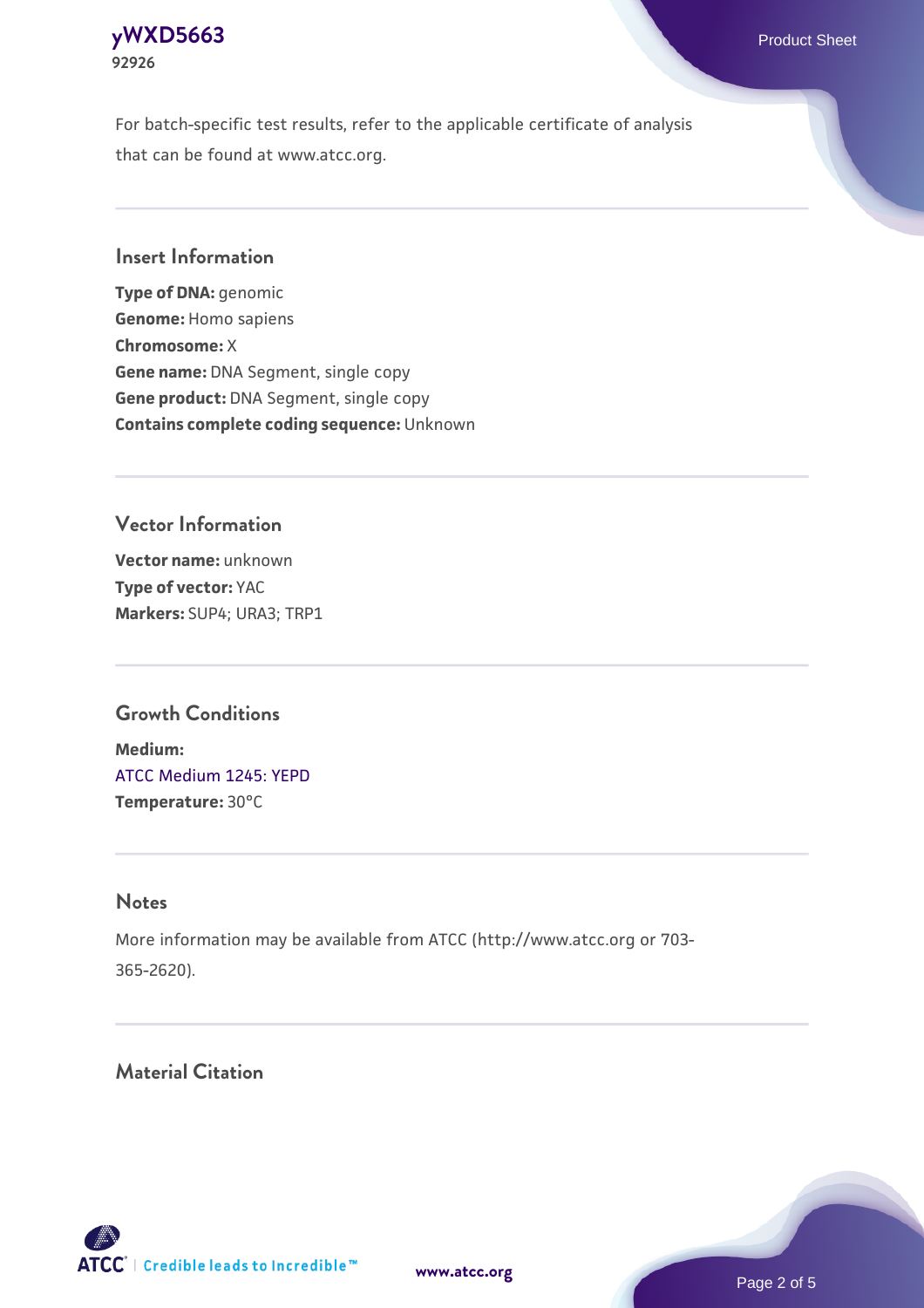For batch-specific test results, refer to the applicable certificate of analysis that can be found at www.atcc.org.

## Insert Information

**Type of DNA:** genomic
**Genome:** Homo sapiens
**Chromosome:** X
**Gene name:** DNA Segment, single copy
**Gene product:** DNA Segment, single copy
**Contains complete coding sequence:** Unknown

## Vector Information

**Vector name:** unknown
**Type of vector:** YAC
**Markers:** SUP4; URA3; TRP1

## Growth Conditions

**Medium:**
ATCC Medium 1245: YEPD
**Temperature:** 30°C

## Notes

More information may be available from ATCC (http://www.atcc.org or 703-365-2620).

## Material Citation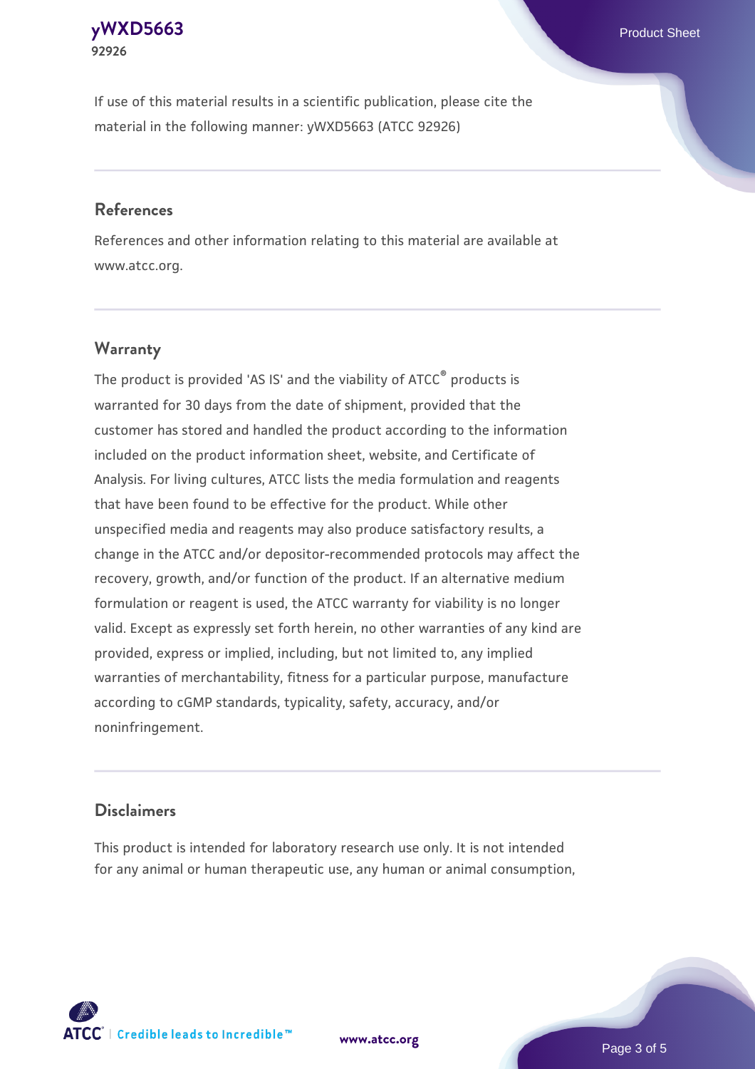If use of this material results in a scientific publication, please cite the material in the following manner: yWXD5663 (ATCC 92926)

## References

References and other information relating to this material are available at www.atcc.org.

## Warranty

The product is provided 'AS IS' and the viability of ATCC® products is warranted for 30 days from the date of shipment, provided that the customer has stored and handled the product according to the information included on the product information sheet, website, and Certificate of Analysis. For living cultures, ATCC lists the media formulation and reagents that have been found to be effective for the product. While other unspecified media and reagents may also produce satisfactory results, a change in the ATCC and/or depositor-recommended protocols may affect the recovery, growth, and/or function of the product. If an alternative medium formulation or reagent is used, the ATCC warranty for viability is no longer valid. Except as expressly set forth herein, no other warranties of any kind are provided, express or implied, including, but not limited to, any implied warranties of merchantability, fitness for a particular purpose, manufacture according to cGMP standards, typicality, safety, accuracy, and/or noninfringement.

## Disclaimers

This product is intended for laboratory research use only. It is not intended for any animal or human therapeutic use, any human or animal consumption,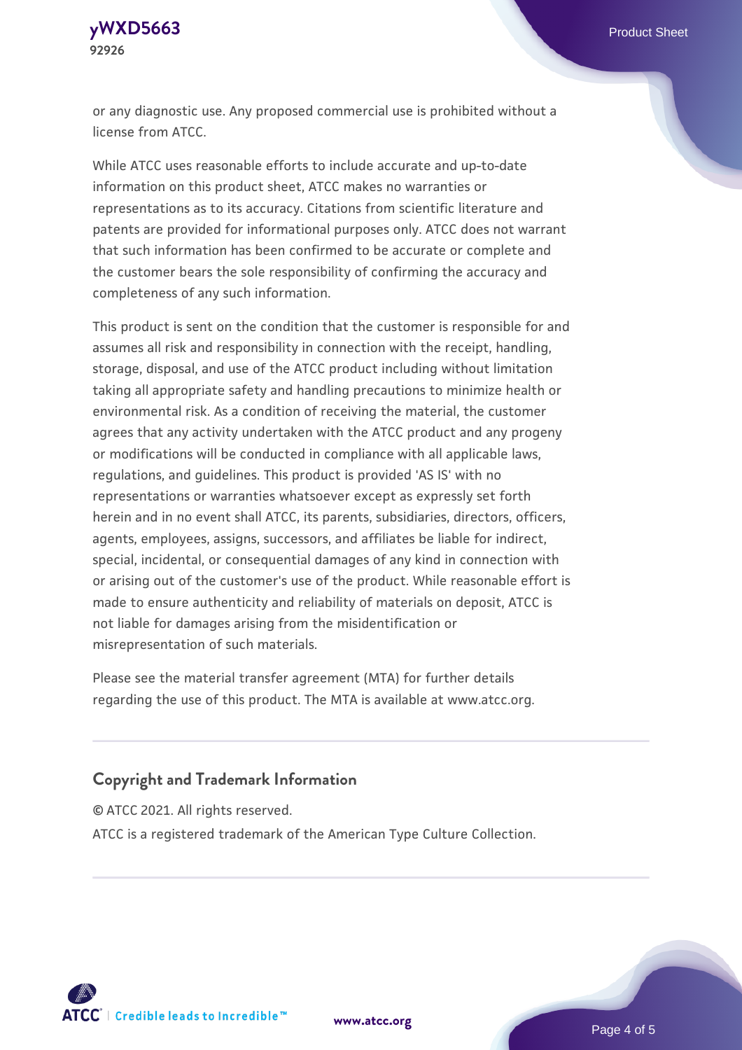or any diagnostic use. Any proposed commercial use is prohibited without a license from ATCC.

While ATCC uses reasonable efforts to include accurate and up-to-date information on this product sheet, ATCC makes no warranties or representations as to its accuracy. Citations from scientific literature and patents are provided for informational purposes only. ATCC does not warrant that such information has been confirmed to be accurate or complete and the customer bears the sole responsibility of confirming the accuracy and completeness of any such information.

This product is sent on the condition that the customer is responsible for and assumes all risk and responsibility in connection with the receipt, handling, storage, disposal, and use of the ATCC product including without limitation taking all appropriate safety and handling precautions to minimize health or environmental risk. As a condition of receiving the material, the customer agrees that any activity undertaken with the ATCC product and any progeny or modifications will be conducted in compliance with all applicable laws, regulations, and guidelines. This product is provided 'AS IS' with no representations or warranties whatsoever except as expressly set forth herein and in no event shall ATCC, its parents, subsidiaries, directors, officers, agents, employees, assigns, successors, and affiliates be liable for indirect, special, incidental, or consequential damages of any kind in connection with or arising out of the customer's use of the product. While reasonable effort is made to ensure authenticity and reliability of materials on deposit, ATCC is not liable for damages arising from the misidentification or misrepresentation of such materials.

Please see the material transfer agreement (MTA) for further details regarding the use of this product. The MTA is available at www.atcc.org.

## Copyright and Trademark Information

© ATCC 2021. All rights reserved.

ATCC is a registered trademark of the American Type Culture Collection.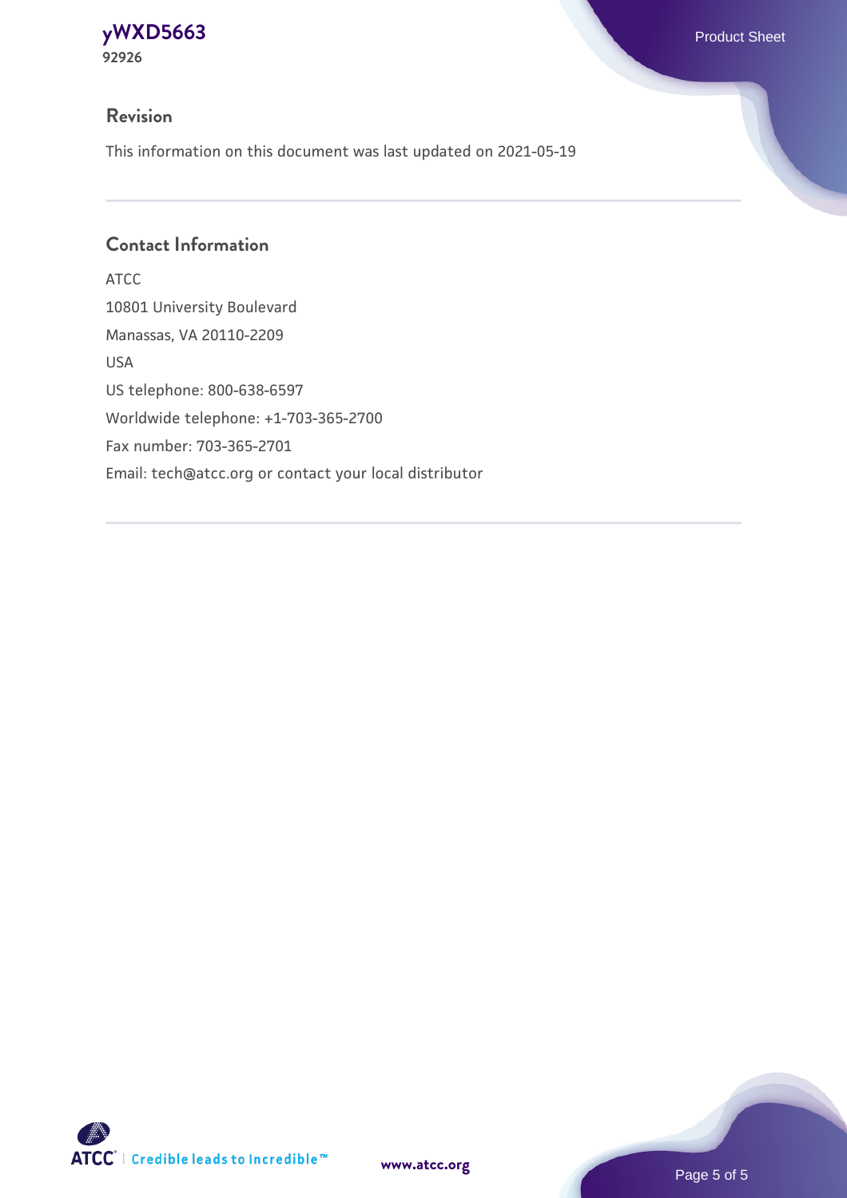## Revision

This information on this document was last updated on 2021-05-19

## Contact Information

ATCC
10801 University Boulevard
Manassas, VA 20110-2209
USA
US telephone: 800-638-6597
Worldwide telephone: +1-703-365-2700
Fax number: 703-365-2701
Email: tech@atcc.org or contact your local distributor